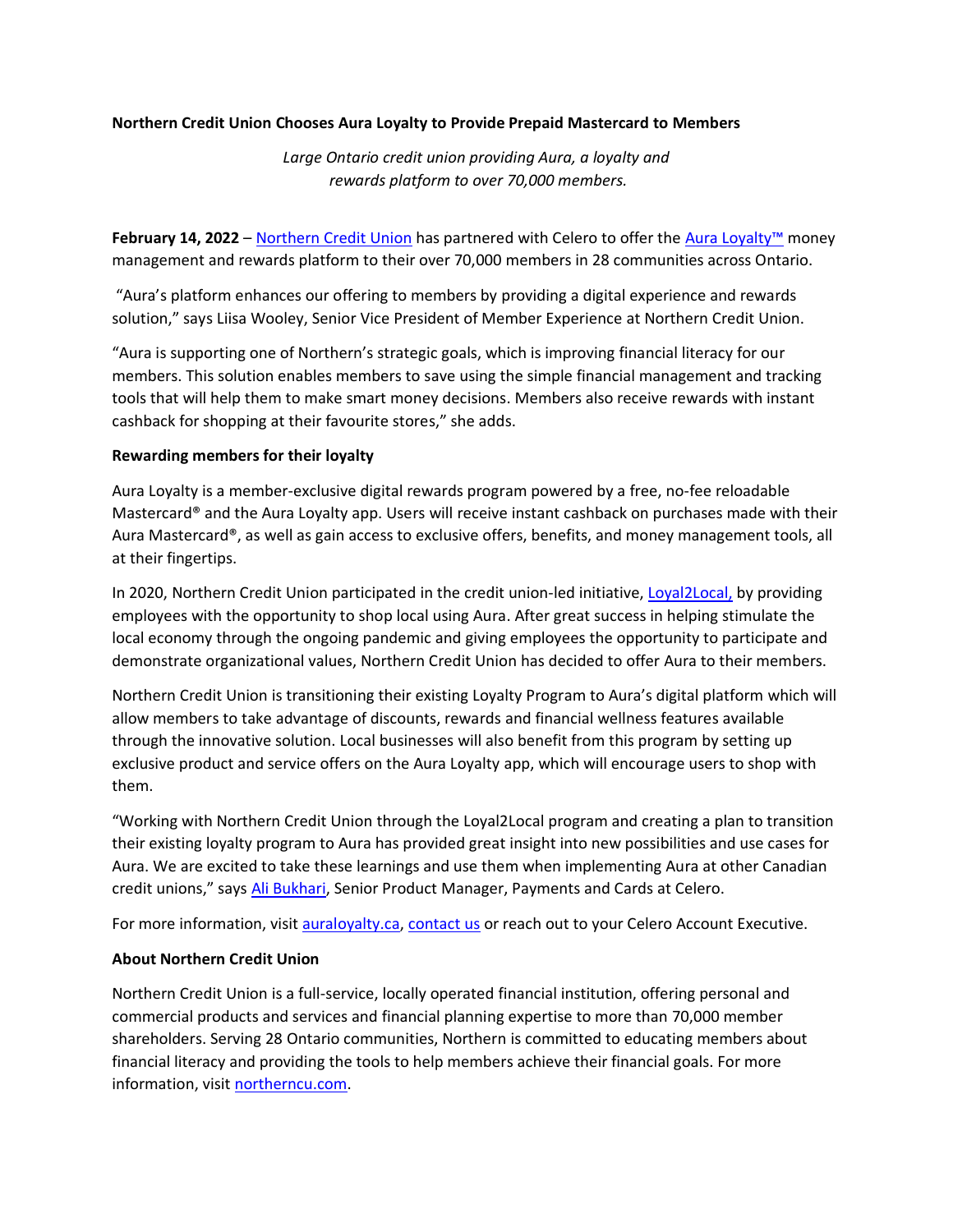**Northern Credit Union Chooses Aura Loyalty to Provide Prepaid Mastercard to Members**

*Large Ontario credit union providing Aura, a loyalty and rewards platform to over 70,000 members.*

**February 14, 2022** – Northern Credit Union has partnered with Celero to offer the Aura Loyalty™ money management and rewards platform to their over 70,000 members in 28 communities across Ontario.

"Aura's platform enhances our offering to members by providing a digital experience and rewards solution," says Liisa Wooley, Senior Vice President of Member Experience at Northern Credit Union.

"Aura is supporting one of Northern's strategic goals, which is improving financial literacy for our members. This solution enables members to save using the simple financial management and tracking tools that will help them to make smart money decisions. Members also receive rewards with instant cashback for shopping at their favourite stores," she adds.

**Rewarding members for their loyalty**

Aura Loyalty is a member-exclusive digital rewards program powered by a free, no-fee reloadable Mastercard® and the Aura Loyalty app. Users will receive instant cashback on purchases made with their Aura Mastercard®, as well as gain access to exclusive offers, benefits, and money management tools, all at their fingertips.

In 2020, Northern Credit Union participated in the credit union-led initiative, Loyal2Local, by providing employees with the opportunity to shop local using Aura. After great success in helping stimulate the local economy through the ongoing pandemic and giving employees the opportunity to participate and demonstrate organizational values, Northern Credit Union has decided to offer Aura to their members.

Northern Credit Union is transitioning their existing Loyalty Program to Aura's digital platform which will allow members to take advantage of discounts, rewards and financial wellness features available through the innovative solution. Local businesses will also benefit from this program by setting up exclusive product and service offers on the Aura Loyalty app, which will encourage users to shop with them.

"Working with Northern Credit Union through the Loyal2Local program and creating a plan to transition their existing loyalty program to Aura has provided great insight into new possibilities and use cases for Aura. We are excited to take these learnings and use them when implementing Aura at other Canadian credit unions," says Ali Bukhari, Senior Product Manager, Payments and Cards at Celero.

For more information, visit auraloyalty.ca, contact us or reach out to your Celero Account Executive.

**About Northern Credit Union**

Northern Credit Union is a full-service, locally operated financial institution, offering personal and commercial products and services and financial planning expertise to more than 70,000 member shareholders. Serving 28 Ontario communities, Northern is committed to educating members about financial literacy and providing the tools to help members achieve their financial goals. For more information, visit northerncu.com.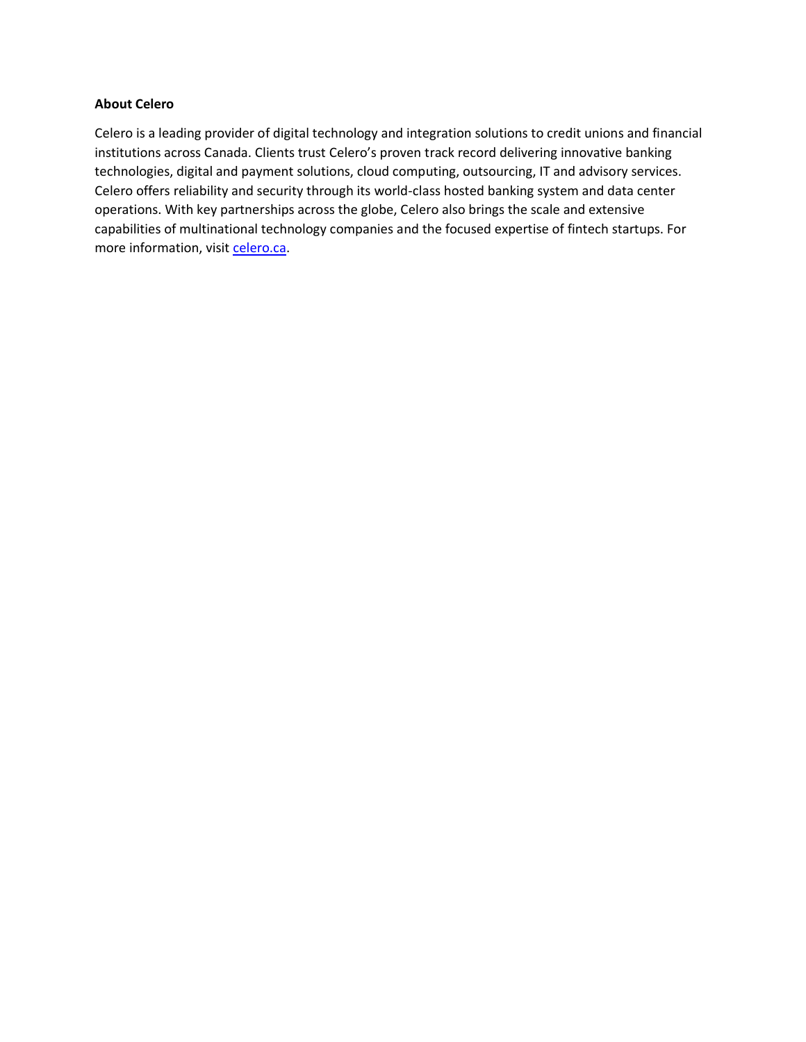**About Celero**

Celero is a leading provider of digital technology and integration solutions to credit unions and financial institutions across Canada. Clients trust Celero's proven track record delivering innovative banking technologies, digital and payment solutions, cloud computing, outsourcing, IT and advisory services. Celero offers reliability and security through its world-class hosted banking system and data center operations. With key partnerships across the globe, Celero also brings the scale and extensive capabilities of multinational technology companies and the focused expertise of fintech startups. For more information, visit [celero.ca](celero.ca).